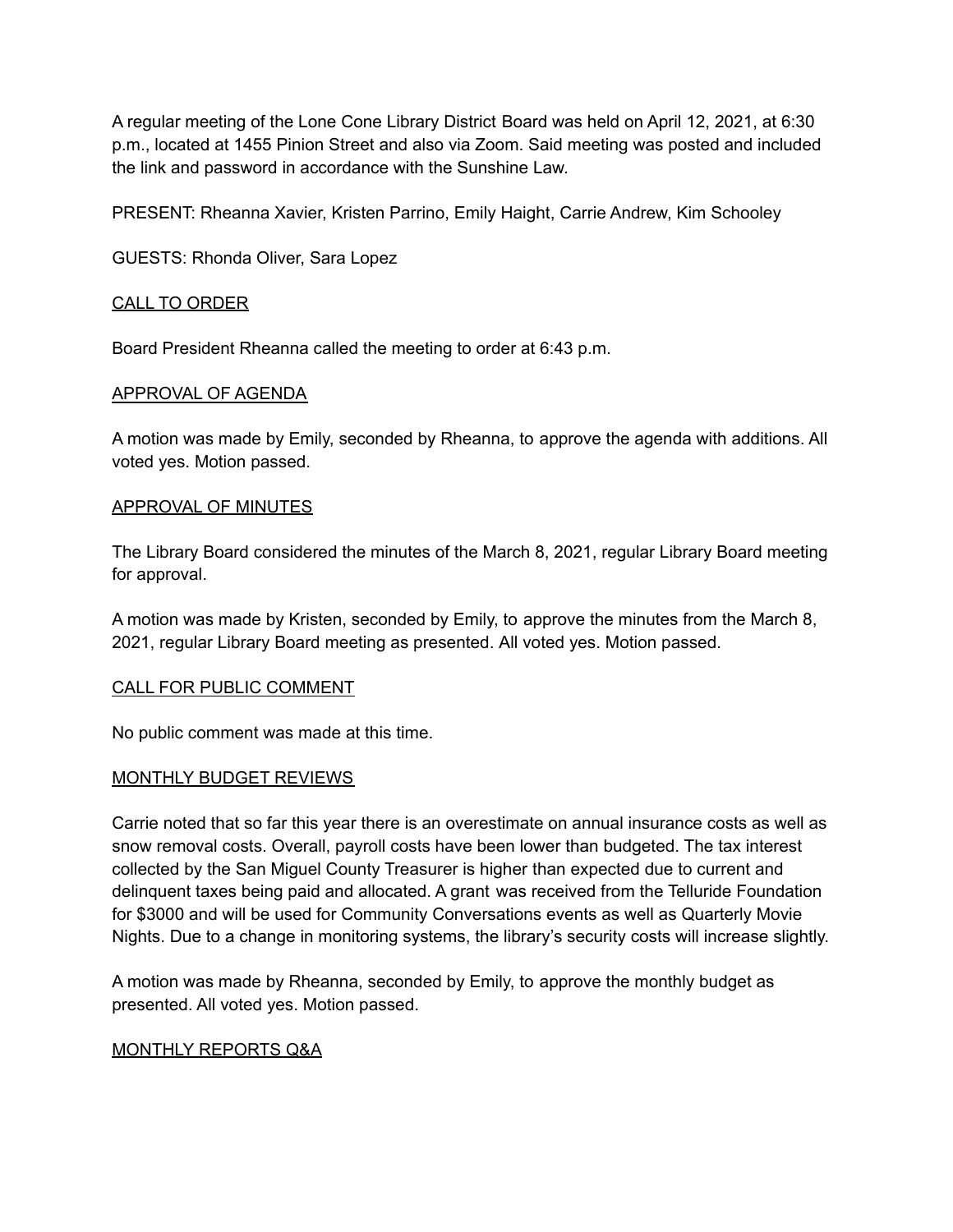A regular meeting of the Lone Cone Library District Board was held on April 12, 2021, at 6:30 p.m., located at 1455 Pinion Street and also via Zoom. Said meeting was posted and included the link and password in accordance with the Sunshine Law.

PRESENT: Rheanna Xavier, Kristen Parrino, Emily Haight, Carrie Andrew, Kim Schooley

GUESTS: Rhonda Oliver, Sara Lopez

## CALL TO ORDER

Board President Rheanna called the meeting to order at 6:43 p.m.

## APPROVAL OF AGENDA

A motion was made by Emily, seconded by Rheanna, to approve the agenda with additions. All voted yes. Motion passed.

## APPROVAL OF MINUTES

The Library Board considered the minutes of the March 8, 2021, regular Library Board meeting for approval.

A motion was made by Kristen, seconded by Emily, to approve the minutes from the March 8, 2021, regular Library Board meeting as presented. All voted yes. Motion passed.

## CALL FOR PUBLIC COMMENT

No public comment was made at this time.

## MONTHLY BUDGET REVIEWS

Carrie noted that so far this year there is an overestimate on annual insurance costs as well as snow removal costs. Overall, payroll costs have been lower than budgeted. The tax interest collected by the San Miguel County Treasurer is higher than expected due to current and delinquent taxes being paid and allocated. A grant was received from the Telluride Foundation for $3000 and will be used for Community Conversations events as well as Quarterly Movie Nights. Due to a change in monitoring systems, the library's security costs will increase slightly.

A motion was made by Rheanna, seconded by Emily, to approve the monthly budget as presented. All voted yes. Motion passed.

## MONTHLY REPORTS Q&A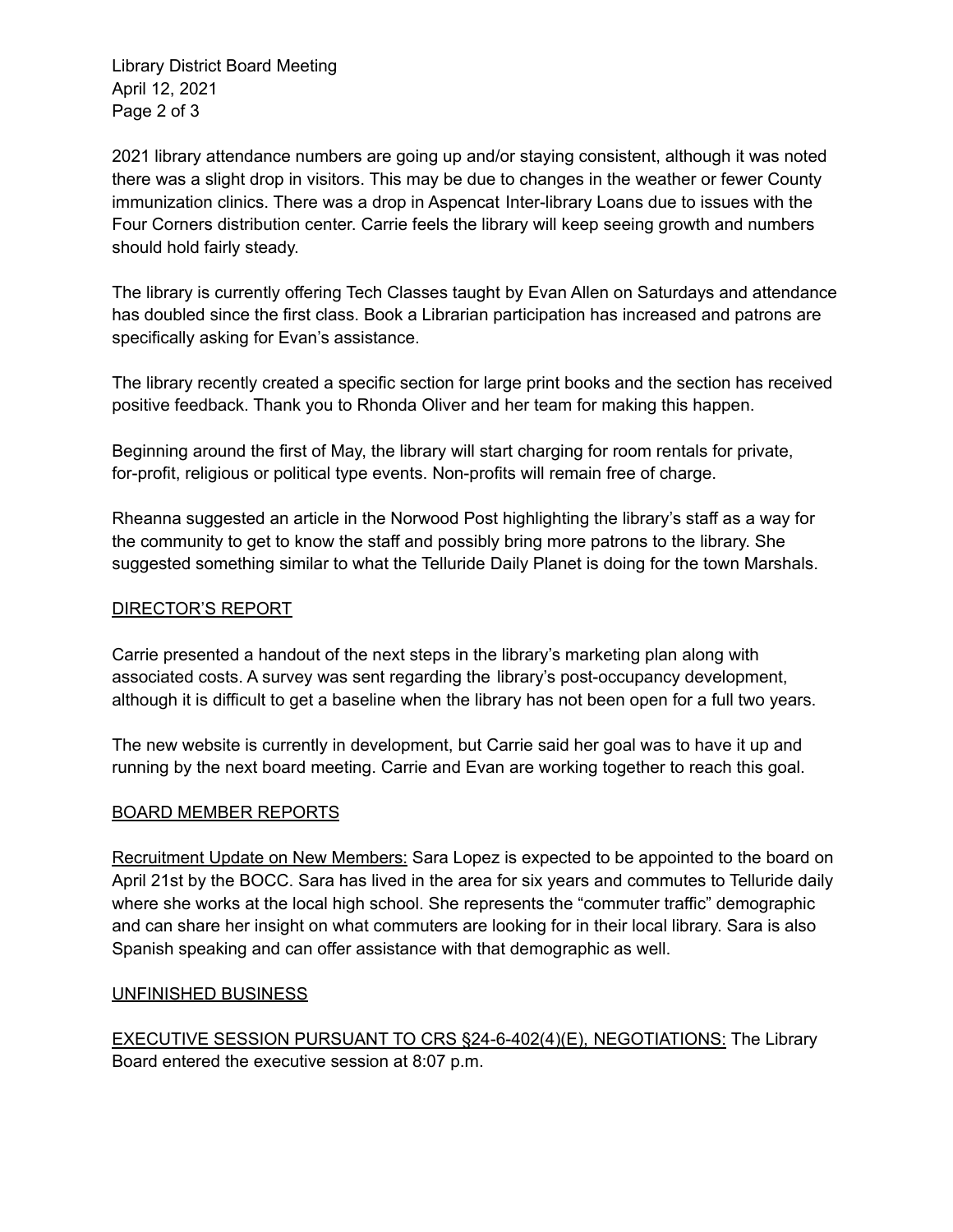2021 library attendance numbers are going up and/or staying consistent, although it was noted there was a slight drop in visitors. This may be due to changes in the weather or fewer County immunization clinics. There was a drop in Aspencat Inter-library Loans due to issues with the Four Corners distribution center. Carrie feels the library will keep seeing growth and numbers should hold fairly steady.

The library is currently offering Tech Classes taught by Evan Allen on Saturdays and attendance has doubled since the first class. Book a Librarian participation has increased and patrons are specifically asking for Evan's assistance.

The library recently created a specific section for large print books and the section has received positive feedback. Thank you to Rhonda Oliver and her team for making this happen.

Beginning around the first of May, the library will start charging for room rentals for private, for-profit, religious or political type events. Non-profits will remain free of charge.

Rheanna suggested an article in the Norwood Post highlighting the library's staff as a way for the community to get to know the staff and possibly bring more patrons to the library. She suggested something similar to what the Telluride Daily Planet is doing for the town Marshals.

## DIRECTOR'S REPORT

Carrie presented a handout of the next steps in the library's marketing plan along with associated costs. A survey was sent regarding the library's post-occupancy development, although it is difficult to get a baseline when the library has not been open for a full two years.

The new website is currently in development, but Carrie said her goal was to have it up and running by the next board meeting. Carrie and Evan are working together to reach this goal.

## BOARD MEMBER REPORTS

Recruitment Update on New Members: Sara Lopez is expected to be appointed to the board on April 21st by the BOCC. Sara has lived in the area for six years and commutes to Telluride daily where she works at the local high school. She represents the "commuter traffic" demographic and can share her insight on what commuters are looking for in their local library. Sara is also Spanish speaking and can offer assistance with that demographic as well.

## UNFINISHED BUSINESS

EXECUTIVE SESSION PURSUANT TO CRS §24-6-402(4)(E), NEGOTIATIONS: The Library Board entered the executive session at 8:07 p.m.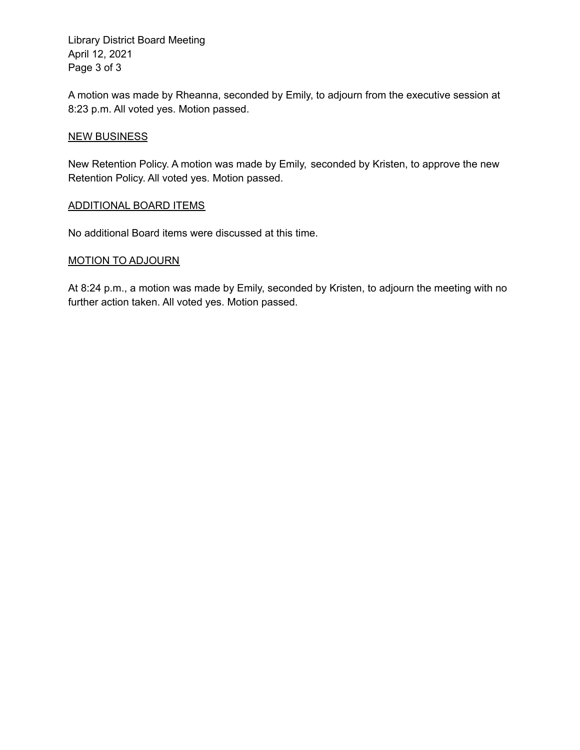A motion was made by Rheanna, seconded by Emily, to adjourn from the executive session at 8:23 p.m. All voted yes. Motion passed.

## NEW BUSINESS

New Retention Policy. A motion was made by Emily, seconded by Kristen, to approve the new Retention Policy. All voted yes. Motion passed.

## ADDITIONAL BOARD ITEMS

No additional Board items were discussed at this time.

## MOTION TO ADJOURN

At 8:24 p.m., a motion was made by Emily, seconded by Kristen, to adjourn the meeting with no further action taken. All voted yes. Motion passed.